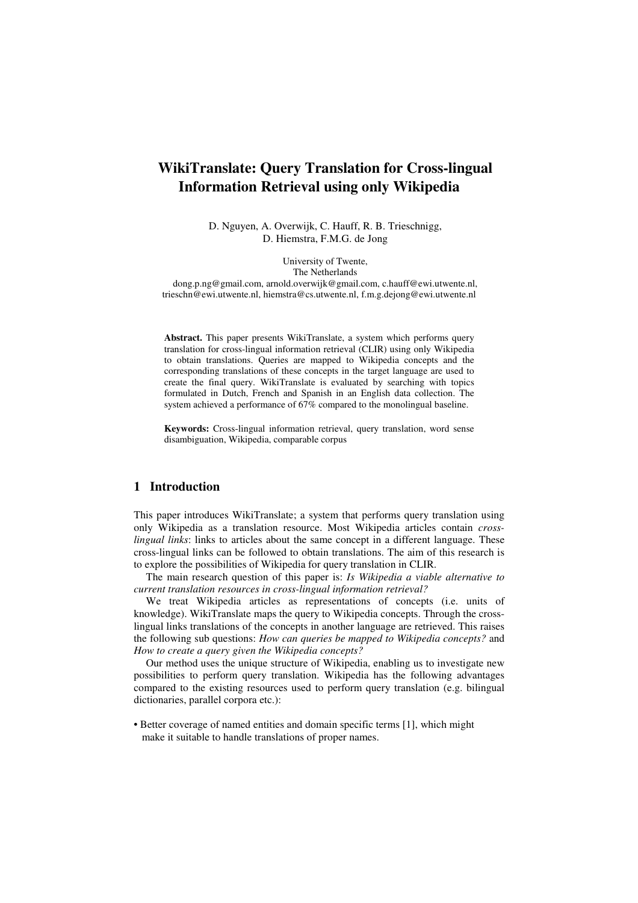# WikiTranslate: Query Translation for Cross-lingual Information Retrieval using only Wikipedia

D. Nguyen, A. Overwijk, C. Hauff, R. B. Trieschnigg, D. Hiemstra, F.M.G. de Jong

University of Twente,
The Netherlands
dong.p.ng@gmail.com, arnold.overwijk@gmail.com, c.hauff@ewi.utwente.nl, trieschn@ewi.utwente.nl, hiemstra@cs.utwente.nl, f.m.g.dejong@ewi.utwente.nl

**Abstract.** This paper presents WikiTranslate, a system which performs query translation for cross-lingual information retrieval (CLIR) using only Wikipedia to obtain translations. Queries are mapped to Wikipedia concepts and the corresponding translations of these concepts in the target language are used to create the final query. WikiTranslate is evaluated by searching with topics formulated in Dutch, French and Spanish in an English data collection. The system achieved a performance of 67% compared to the monolingual baseline.

**Keywords:** Cross-lingual information retrieval, query translation, word sense disambiguation, Wikipedia, comparable corpus

## 1 Introduction

This paper introduces WikiTranslate; a system that performs query translation using only Wikipedia as a translation resource. Most Wikipedia articles contain *cross-lingual links*: links to articles about the same concept in a different language. These cross-lingual links can be followed to obtain translations. The aim of this research is to explore the possibilities of Wikipedia for query translation in CLIR.

The main research question of this paper is: *Is Wikipedia a viable alternative to current translation resources in cross-lingual information retrieval?*

We treat Wikipedia articles as representations of concepts (i.e. units of knowledge). WikiTranslate maps the query to Wikipedia concepts. Through the cross-lingual links translations of the concepts in another language are retrieved. This raises the following sub questions: *How can queries be mapped to Wikipedia concepts?* and *How to create a query given the Wikipedia concepts?*

Our method uses the unique structure of Wikipedia, enabling us to investigate new possibilities to perform query translation. Wikipedia has the following advantages compared to the existing resources used to perform query translation (e.g. bilingual dictionaries, parallel corpora etc.):

- Better coverage of named entities and domain specific terms [1], which might make it suitable to handle translations of proper names.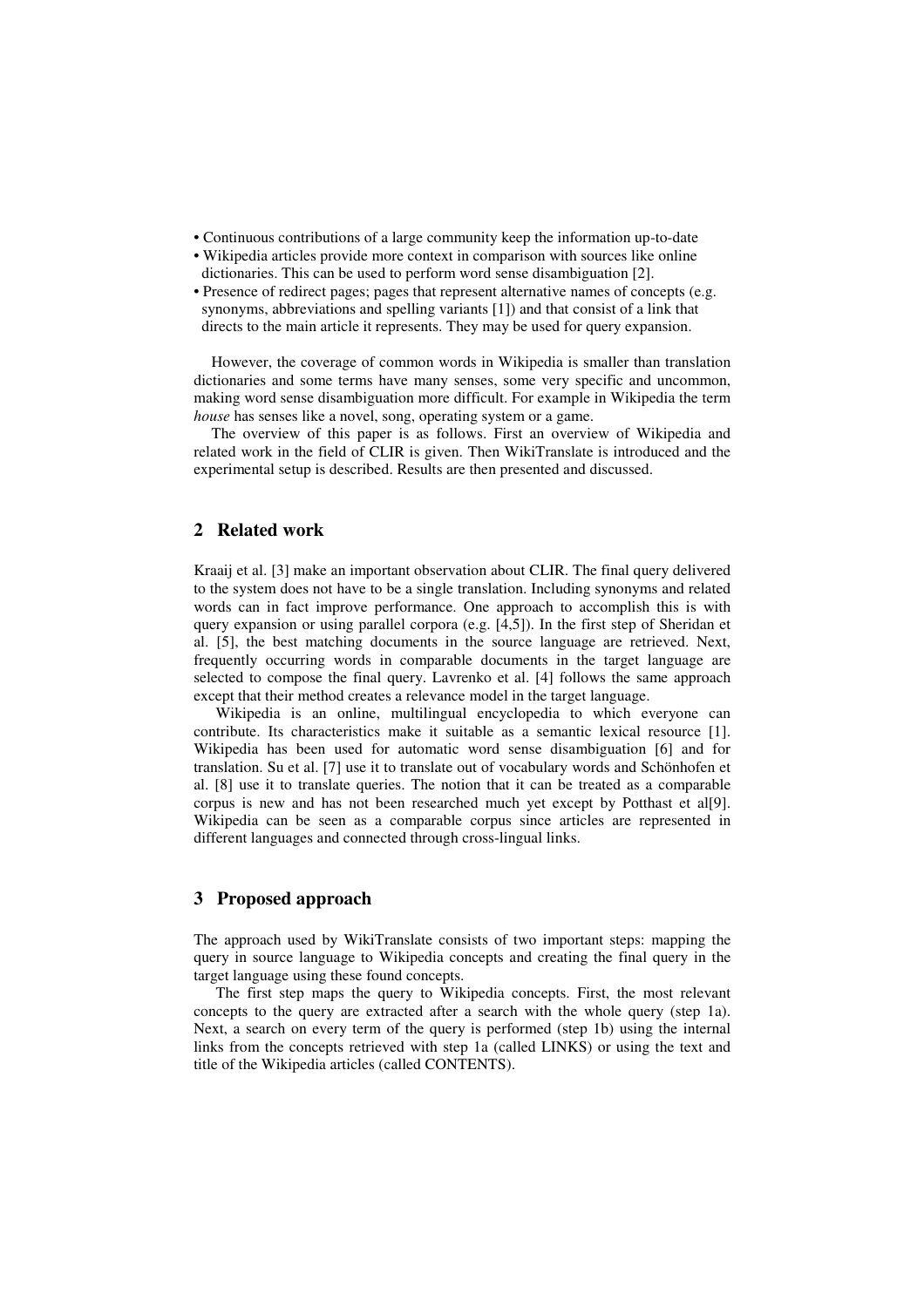- Continuous contributions of a large community keep the information up-to-date
- Wikipedia articles provide more context in comparison with sources like online dictionaries. This can be used to perform word sense disambiguation [2].
- Presence of redirect pages; pages that represent alternative names of concepts (e.g. synonyms, abbreviations and spelling variants [1]) and that consist of a link that directs to the main article it represents. They may be used for query expansion.

However, the coverage of common words in Wikipedia is smaller than translation dictionaries and some terms have many senses, some very specific and uncommon, making word sense disambiguation more difficult. For example in Wikipedia the term *house* has senses like a novel, song, operating system or a game.

The overview of this paper is as follows. First an overview of Wikipedia and related work in the field of CLIR is given. Then WikiTranslate is introduced and the experimental setup is described. Results are then presented and discussed.

## 2 Related work

Kraaij et al. [3] make an important observation about CLIR. The final query delivered to the system does not have to be a single translation. Including synonyms and related words can in fact improve performance. One approach to accomplish this is with query expansion or using parallel corpora (e.g. [4,5]). In the first step of Sheridan et al. [5], the best matching documents in the source language are retrieved. Next, frequently occurring words in comparable documents in the target language are selected to compose the final query. Lavrenko et al. [4] follows the same approach except that their method creates a relevance model in the target language.

Wikipedia is an online, multilingual encyclopedia to which everyone can contribute. Its characteristics make it suitable as a semantic lexical resource [1]. Wikipedia has been used for automatic word sense disambiguation [6] and for translation. Su et al. [7] use it to translate out of vocabulary words and Schönhofen et al. [8] use it to translate queries. The notion that it can be treated as a comparable corpus is new and has not been researched much yet except by Potthast et al[9]. Wikipedia can be seen as a comparable corpus since articles are represented in different languages and connected through cross-lingual links.

## 3 Proposed approach

The approach used by WikiTranslate consists of two important steps: mapping the query in source language to Wikipedia concepts and creating the final query in the target language using these found concepts.

The first step maps the query to Wikipedia concepts. First, the most relevant concepts to the query are extracted after a search with the whole query (step 1a). Next, a search on every term of the query is performed (step 1b) using the internal links from the concepts retrieved with step 1a (called LINKS) or using the text and title of the Wikipedia articles (called CONTENTS).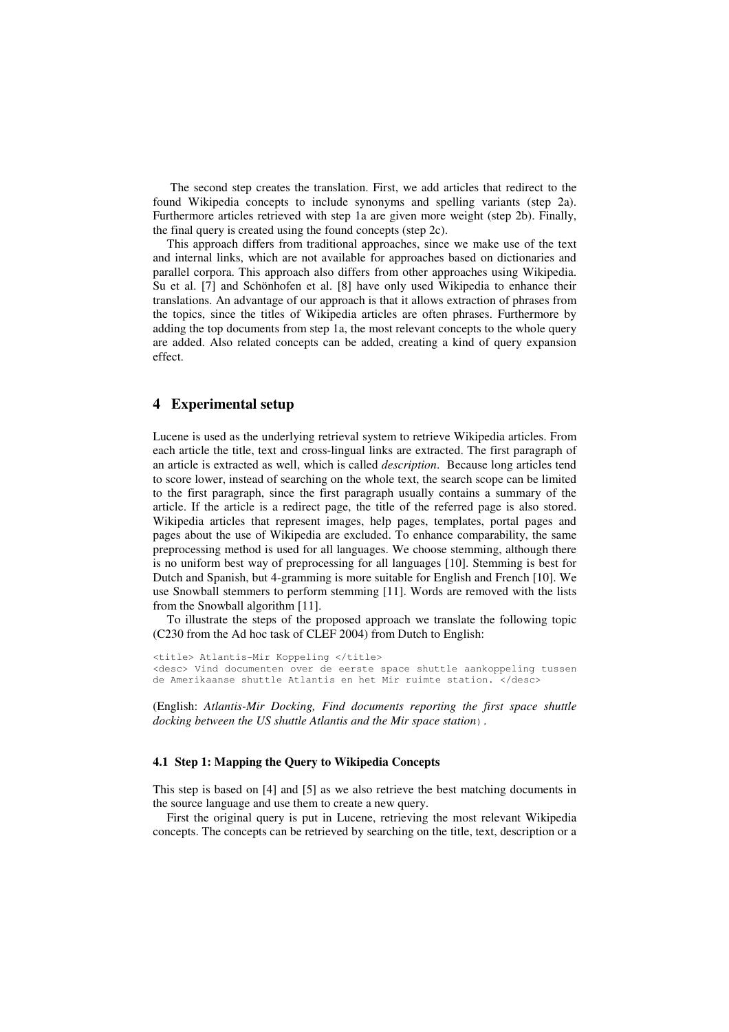The second step creates the translation. First, we add articles that redirect to the found Wikipedia concepts to include synonyms and spelling variants (step 2a). Furthermore articles retrieved with step 1a are given more weight (step 2b). Finally, the final query is created using the found concepts (step 2c).

This approach differs from traditional approaches, since we make use of the text and internal links, which are not available for approaches based on dictionaries and parallel corpora. This approach also differs from other approaches using Wikipedia. Su et al. [7] and Schönhofen et al. [8] have only used Wikipedia to enhance their translations. An advantage of our approach is that it allows extraction of phrases from the topics, since the titles of Wikipedia articles are often phrases. Furthermore by adding the top documents from step 1a, the most relevant concepts to the whole query are added. Also related concepts can be added, creating a kind of query expansion effect.

## 4 Experimental setup

Lucene is used as the underlying retrieval system to retrieve Wikipedia articles. From each article the title, text and cross-lingual links are extracted. The first paragraph of an article is extracted as well, which is called *description*. Because long articles tend to score lower, instead of searching on the whole text, the search scope can be limited to the first paragraph, since the first paragraph usually contains a summary of the article. If the article is a redirect page, the title of the referred page is also stored. Wikipedia articles that represent images, help pages, templates, portal pages and pages about the use of Wikipedia are excluded. To enhance comparability, the same preprocessing method is used for all languages. We choose stemming, although there is no uniform best way of preprocessing for all languages [10]. Stemming is best for Dutch and Spanish, but 4-gramming is more suitable for English and French [10]. We use Snowball stemmers to perform stemming [11]. Words are removed with the lists from the Snowball algorithm [11].

To illustrate the steps of the proposed approach we translate the following topic (C230 from the Ad hoc task of CLEF 2004) from Dutch to English:

```
<title> Atlantis-Mir Koppeling </title>
<desc> Vind documenten over de eerste space shuttle aankoppeling tussen
de Amerikaanse shuttle Atlantis en het Mir ruimte station. </desc>
```

(English: *Atlantis-Mir Docking, Find documents reporting the first space shuttle docking between the US shuttle Atlantis and the Mir space station*).

### 4.1 Step 1: Mapping the Query to Wikipedia Concepts

This step is based on [4] and [5] as we also retrieve the best matching documents in the source language and use them to create a new query.

First the original query is put in Lucene, retrieving the most relevant Wikipedia concepts. The concepts can be retrieved by searching on the title, text, description or a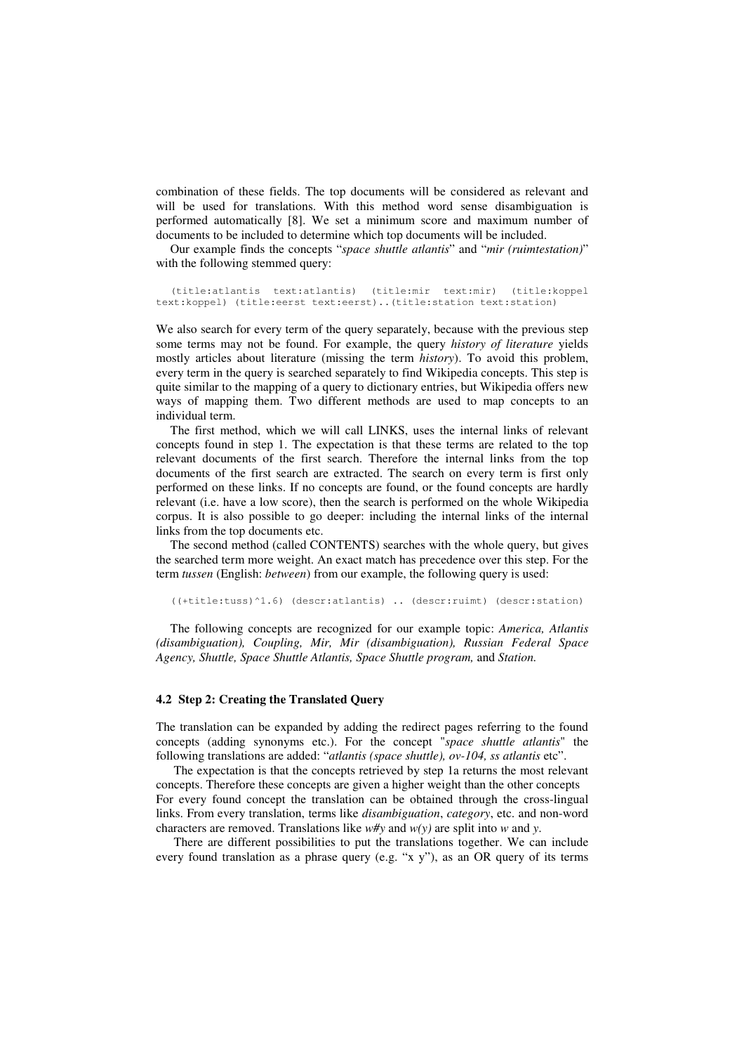combination of these fields. The top documents will be considered as relevant and will be used for translations. With this method word sense disambiguation is performed automatically [8]. We set a minimum score and maximum number of documents to be included to determine which top documents will be included.

Our example finds the concepts "*space shuttle atlantis*" and "*mir (ruimtestation)*" with the following stemmed query:

```
(title:atlantis text:atlantis) (title:mir text:mir) (title:koppel
text:koppel) (title:eerst text:eerst)..(title:station text:station)
```

We also search for every term of the query separately, because with the previous step some terms may not be found. For example, the query *history of literature* yields mostly articles about literature (missing the term *history*). To avoid this problem, every term in the query is searched separately to find Wikipedia concepts. This step is quite similar to the mapping of a query to dictionary entries, but Wikipedia offers new ways of mapping them. Two different methods are used to map concepts to an individual term.

The first method, which we will call LINKS, uses the internal links of relevant concepts found in step 1. The expectation is that these terms are related to the top relevant documents of the first search. Therefore the internal links from the top documents of the first search are extracted. The search on every term is first only performed on these links. If no concepts are found, or the found concepts are hardly relevant (i.e. have a low score), then the search is performed on the whole Wikipedia corpus. It is also possible to go deeper: including the internal links of the internal links from the top documents etc.

The second method (called CONTENTS) searches with the whole query, but gives the searched term more weight. An exact match has precedence over this step. For the term *tussen* (English: *between*) from our example, the following query is used:

```
((+title:tuss)^1.6) (descr:atlantis) .. (descr:ruimt) (descr:station)
```

The following concepts are recognized for our example topic: *America, Atlantis (disambiguation), Coupling, Mir, Mir (disambiguation), Russian Federal Space Agency, Shuttle, Space Shuttle Atlantis, Space Shuttle program,* and *Station.*

### 4.2 Step 2: Creating the Translated Query

The translation can be expanded by adding the redirect pages referring to the found concepts (adding synonyms etc.). For the concept "*space shuttle atlantis*" the following translations are added: "*atlantis (space shuttle), ov-104, ss atlantis* etc".

The expectation is that the concepts retrieved by step 1a returns the most relevant concepts. Therefore these concepts are given a higher weight than the other concepts For every found concept the translation can be obtained through the cross-lingual links. From every translation, terms like *disambiguation*, *category*, etc. and non-word characters are removed. Translations like *w#y* and *w(y)* are split into *w* and *y*.

There are different possibilities to put the translations together. We can include every found translation as a phrase query (e.g. "x y"), as an OR query of its terms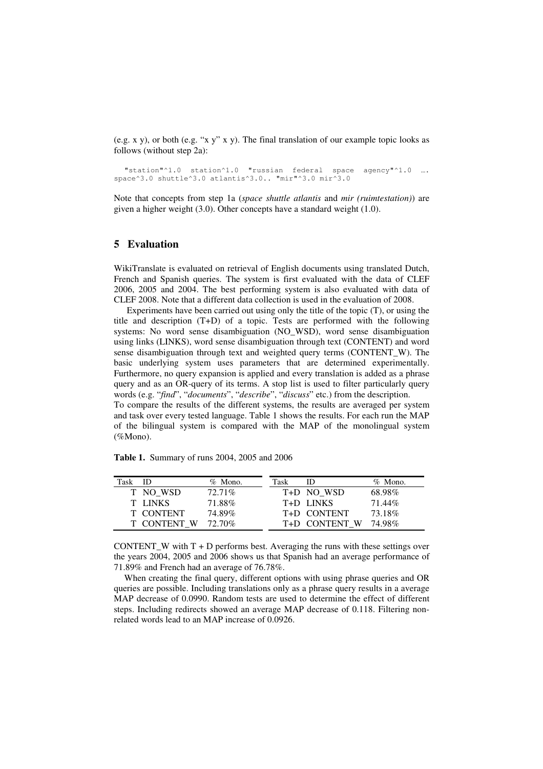(e.g. x y), or both (e.g. "x y" x y). The final translation of our example topic looks as follows (without step 2a):

```
  "station"^1.0  station^1.0  "russian  federal  space  agency"^1.0  ….
space^3.0 shuttle^3.0 atlantis^3.0.. "mir"^3.0 mir^3.0
```

Note that concepts from step 1a (*space shuttle atlantis* and *mir (ruimtestation)*) are given a higher weight (3.0). Other concepts have a standard weight (1.0).

## 5 Evaluation

WikiTranslate is evaluated on retrieval of English documents using translated Dutch, French and Spanish queries. The system is first evaluated with the data of CLEF 2006, 2005 and 2004. The best performing system is also evaluated with data of CLEF 2008. Note that a different data collection is used in the evaluation of 2008.

Experiments have been carried out using only the title of the topic (T), or using the title and description (T+D) of a topic. Tests are performed with the following systems: No word sense disambiguation (NO_WSD), word sense disambiguation using links (LINKS), word sense disambiguation through text (CONTENT) and word sense disambiguation through text and weighted query terms (CONTENT_W). The basic underlying system uses parameters that are determined experimentally. Furthermore, no query expansion is applied and every translation is added as a phrase query and as an OR-query of its terms. A stop list is used to filter particularly query words (e.g. "*find*", "*documents*", "*describe*", "*discuss*" etc.) from the description.
To compare the results of the different systems, the results are averaged per system and task over every tested language. Table 1 shows the results. For each run the MAP of the bilingual system is compared with the MAP of the monolingual system (%Mono).

**Table 1.** Summary of runs 2004, 2005 and 2006

| Task | ID | % Mono. | Task | ID | % Mono. |
|---|---|---|---|---|---|
| T | NO_WSD | 72.71% | T+D | NO_WSD | 68.98% |
| T | LINKS | 71.88% | T+D | LINKS | 71.44% |
| T | CONTENT | 74.89% | T+D | CONTENT | 73.18% |
| T | CONTENT_W | 72.70% | T+D | CONTENT_W | 74.98% |

CONTENT_W with T + D performs best. Averaging the runs with these settings over the years 2004, 2005 and 2006 shows us that Spanish had an average performance of 71.89% and French had an average of 76.78%.

When creating the final query, different options with using phrase queries and OR queries are possible. Including translations only as a phrase query results in a average MAP decrease of 0.0990. Random tests are used to determine the effect of different steps. Including redirects showed an average MAP decrease of 0.118. Filtering non-related words lead to an MAP increase of 0.0926.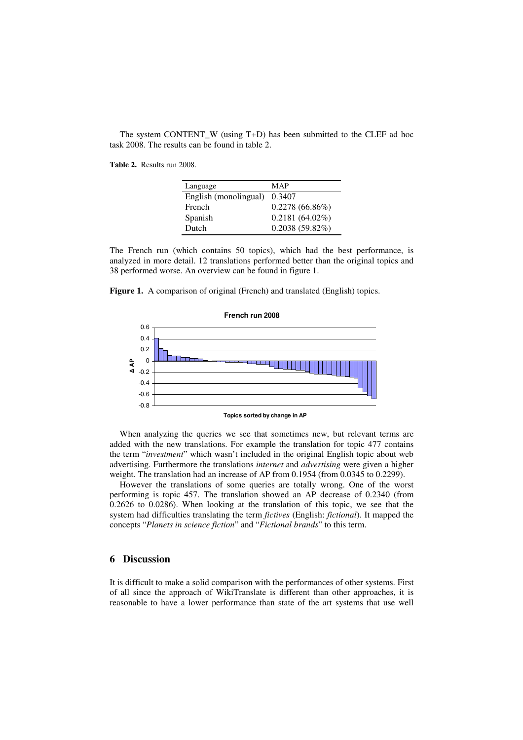The system CONTENT_W (using T+D) has been submitted to the CLEF ad hoc task 2008. The results can be found in table 2.

**Table 2.** Results run 2008.

| Language | MAP |
|---|---|
| English (monolingual) | 0.3407 |
| French | 0.2278 (66.86%) |
| Spanish | 0.2181 (64.02%) |
| Dutch | 0.2038 (59.82%) |

The French run (which contains 50 topics), which had the best performance, is analyzed in more detail. 12 translations performed better than the original topics and 38 performed worse. An overview can be found in figure 1.

**Figure 1.** A comparison of original (French) and translated (English) topics.

When analyzing the queries we see that sometimes new, but relevant terms are added with the new translations. For example the translation for topic 477 contains the term "*investment*" which wasn't included in the original English topic about web advertising. Furthermore the translations *internet* and *advertising* were given a higher weight. The translation had an increase of AP from 0.1954 (from 0.0345 to 0.2299).

However the translations of some queries are totally wrong. One of the worst performing is topic 457. The translation showed an AP decrease of 0.2340 (from 0.2626 to 0.0286). When looking at the translation of this topic, we see that the system had difficulties translating the term *fictives* (English: *fictional*). It mapped the concepts "*Planets in science fiction*" and "*Fictional brands*" to this term.

## 6 Discussion

It is difficult to make a solid comparison with the performances of other systems. First of all since the approach of WikiTranslate is different than other approaches, it is reasonable to have a lower performance than state of the art systems that use well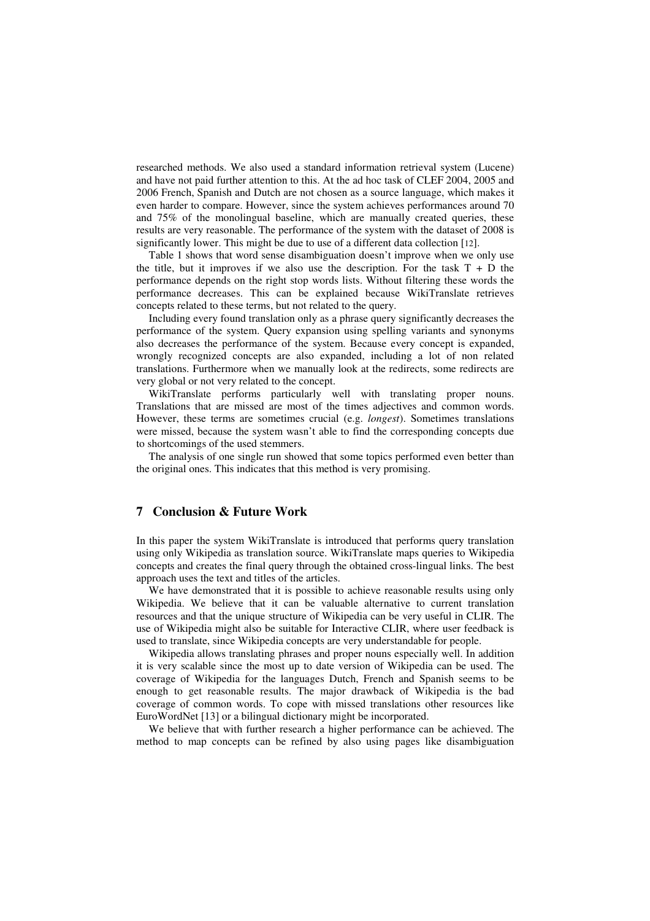researched methods. We also used a standard information retrieval system (Lucene) and have not paid further attention to this. At the ad hoc task of CLEF 2004, 2005 and 2006 French, Spanish and Dutch are not chosen as a source language, which makes it even harder to compare. However, since the system achieves performances around 70 and 75% of the monolingual baseline, which are manually created queries, these results are very reasonable. The performance of the system with the dataset of 2008 is significantly lower. This might be due to use of a different data collection [12].

Table 1 shows that word sense disambiguation doesn't improve when we only use the title, but it improves if we also use the description. For the task T + D the performance depends on the right stop words lists. Without filtering these words the performance decreases. This can be explained because WikiTranslate retrieves concepts related to these terms, but not related to the query.

Including every found translation only as a phrase query significantly decreases the performance of the system. Query expansion using spelling variants and synonyms also decreases the performance of the system. Because every concept is expanded, wrongly recognized concepts are also expanded, including a lot of non related translations. Furthermore when we manually look at the redirects, some redirects are very global or not very related to the concept.

WikiTranslate performs particularly well with translating proper nouns. Translations that are missed are most of the times adjectives and common words. However, these terms are sometimes crucial (e.g. *longest*). Sometimes translations were missed, because the system wasn't able to find the corresponding concepts due to shortcomings of the used stemmers.

The analysis of one single run showed that some topics performed even better than the original ones. This indicates that this method is very promising.

## 7 Conclusion & Future Work

In this paper the system WikiTranslate is introduced that performs query translation using only Wikipedia as translation source. WikiTranslate maps queries to Wikipedia concepts and creates the final query through the obtained cross-lingual links. The best approach uses the text and titles of the articles.

We have demonstrated that it is possible to achieve reasonable results using only Wikipedia. We believe that it can be valuable alternative to current translation resources and that the unique structure of Wikipedia can be very useful in CLIR. The use of Wikipedia might also be suitable for Interactive CLIR, where user feedback is used to translate, since Wikipedia concepts are very understandable for people.

Wikipedia allows translating phrases and proper nouns especially well. In addition it is very scalable since the most up to date version of Wikipedia can be used. The coverage of Wikipedia for the languages Dutch, French and Spanish seems to be enough to get reasonable results. The major drawback of Wikipedia is the bad coverage of common words. To cope with missed translations other resources like EuroWordNet [13] or a bilingual dictionary might be incorporated.

We believe that with further research a higher performance can be achieved. The method to map concepts can be refined by also using pages like disambiguation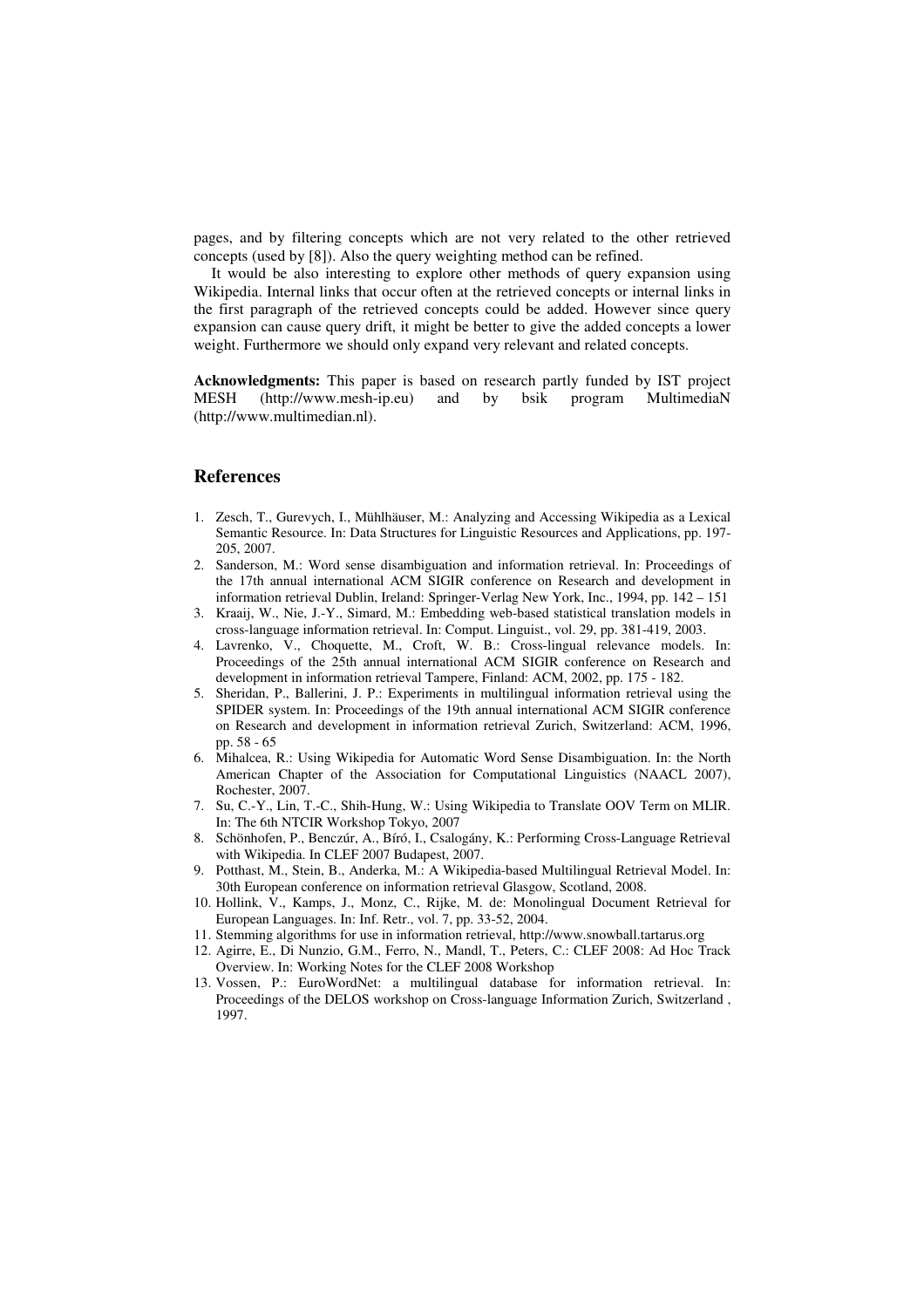pages, and by filtering concepts which are not very related to the other retrieved concepts (used by [8]). Also the query weighting method can be refined.

It would be also interesting to explore other methods of query expansion using Wikipedia. Internal links that occur often at the retrieved concepts or internal links in the first paragraph of the retrieved concepts could be added. However since query expansion can cause query drift, it might be better to give the added concepts a lower weight. Furthermore we should only expand very relevant and related concepts.

**Acknowledgments:** This paper is based on research partly funded by IST project MESH (http://www.mesh-ip.eu) and by bsik program MultimediaN (http://www.multimedian.nl).

## References

1. Zesch, T., Gurevych, I., Mühlhäuser, M.: Analyzing and Accessing Wikipedia as a Lexical Semantic Resource. In: Data Structures for Linguistic Resources and Applications, pp. 197-205, 2007.
2. Sanderson, M.: Word sense disambiguation and information retrieval. In: Proceedings of the 17th annual international ACM SIGIR conference on Research and development in information retrieval Dublin, Ireland: Springer-Verlag New York, Inc., 1994, pp. 142 – 151
3. Kraaij, W., Nie, J.-Y., Simard, M.: Embedding web-based statistical translation models in cross-language information retrieval. In: Comput. Linguist., vol. 29, pp. 381-419, 2003.
4. Lavrenko, V., Choquette, M., Croft, W. B.: Cross-lingual relevance models. In: Proceedings of the 25th annual international ACM SIGIR conference on Research and development in information retrieval Tampere, Finland: ACM, 2002, pp. 175 - 182.
5. Sheridan, P., Ballerini, J. P.: Experiments in multilingual information retrieval using the SPIDER system. In: Proceedings of the 19th annual international ACM SIGIR conference on Research and development in information retrieval Zurich, Switzerland: ACM, 1996, pp. 58 - 65
6. Mihalcea, R.: Using Wikipedia for Automatic Word Sense Disambiguation. In: the North American Chapter of the Association for Computational Linguistics (NAACL 2007), Rochester, 2007.
7. Su, C.-Y., Lin, T.-C., Shih-Hung, W.: Using Wikipedia to Translate OOV Term on MLIR. In: The 6th NTCIR Workshop Tokyo, 2007
8. Schönhofen, P., Benczúr, A., Bíró, I., Csalogány, K.: Performing Cross-Language Retrieval with Wikipedia. In CLEF 2007 Budapest, 2007.
9. Potthast, M., Stein, B., Anderka, M.: A Wikipedia-based Multilingual Retrieval Model. In: 30th European conference on information retrieval Glasgow, Scotland, 2008.
10. Hollink, V., Kamps, J., Monz, C., Rijke, M. de: Monolingual Document Retrieval for European Languages. In: Inf. Retr., vol. 7, pp. 33-52, 2004.
11. Stemming algorithms for use in information retrieval, http://www.snowball.tartarus.org
12. Agirre, E., Di Nunzio, G.M., Ferro, N., Mandl, T., Peters, C.: CLEF 2008: Ad Hoc Track Overview. In: Working Notes for the CLEF 2008 Workshop
13. Vossen, P.: EuroWordNet: a multilingual database for information retrieval. In: Proceedings of the DELOS workshop on Cross-language Information Zurich, Switzerland , 1997.